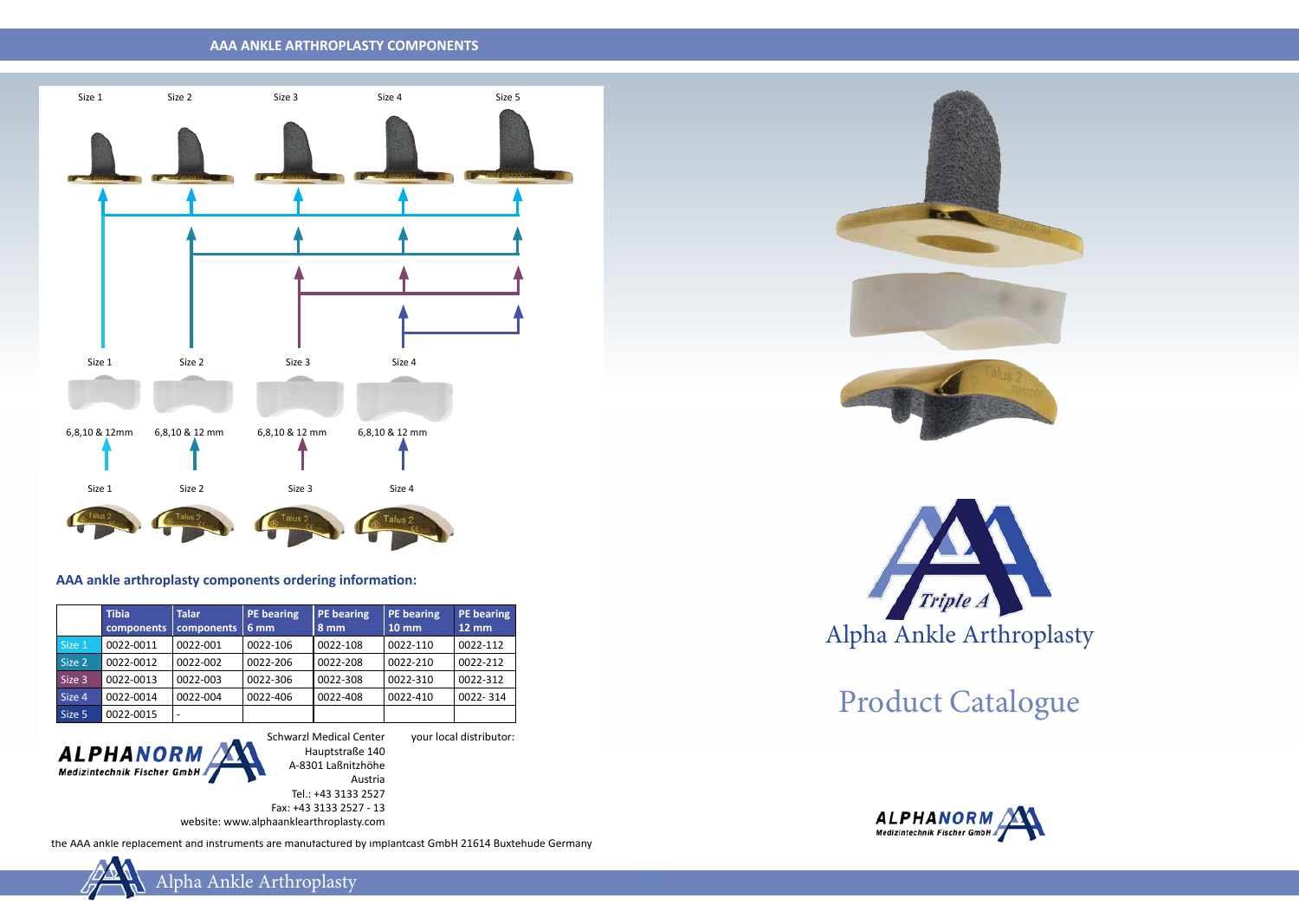## AAA ANKLE ARTHROPLASTY COMPONENTS

Size 1 Size 2 Size 3 Size 4 Size 5

Size 1 Size 2 Size 3 Size 4

6,8,10 & 12mm 6,8,10 & 12 mm 6,8,10 & 12 mm 6,8,10 & 12 mm

Size 1 Size 2 Size 3 Size 4

### AAA ankle arthroplasty components ordering information:

| | Tibia components | Talar components | PE bearing 6 mm | PE bearing 8 mm | PE bearing 10 mm | PE bearing 12 mm |
|---|---|---|---|---|---|---|
| Size 1 | 0022-0011 | 0022-001 | 0022-106 | 0022-108 | 0022-110 | 0022-112 |
| Size 2 | 0022-0012 | 0022-002 | 0022-206 | 0022-208 | 0022-210 | 0022-212 |
| Size 3 | 0022-0013 | 0022-003 | 0022-306 | 0022-308 | 0022-310 | 0022-312 |
| Size 4 | 0022-0014 | 0022-004 | 0022-406 | 0022-408 | 0022-410 | 0022- 314 |
| Size 5 | 0022-0015 | - | | | | |

ALPHANORM Medizintechnik Fischer GmbH

Schwarzl Medical Center
Hauptstraße 140
A-8301 Laßnitzhöhe
Austria
Tel.: +43 3133 2527
Fax: +43 3133 2527 - 13
website: www.alphaanklearthroplasty.com

your local distributor:

the AAA ankle replacement and instruments are manufactured by implantcast GmbH 21614 Buxtehude Germany

Alpha Ankle Arthroplasty

Triple A

# Alpha Ankle Arthroplasty

# Product Catalogue

ALPHANORM Medizintechnik Fischer GmbH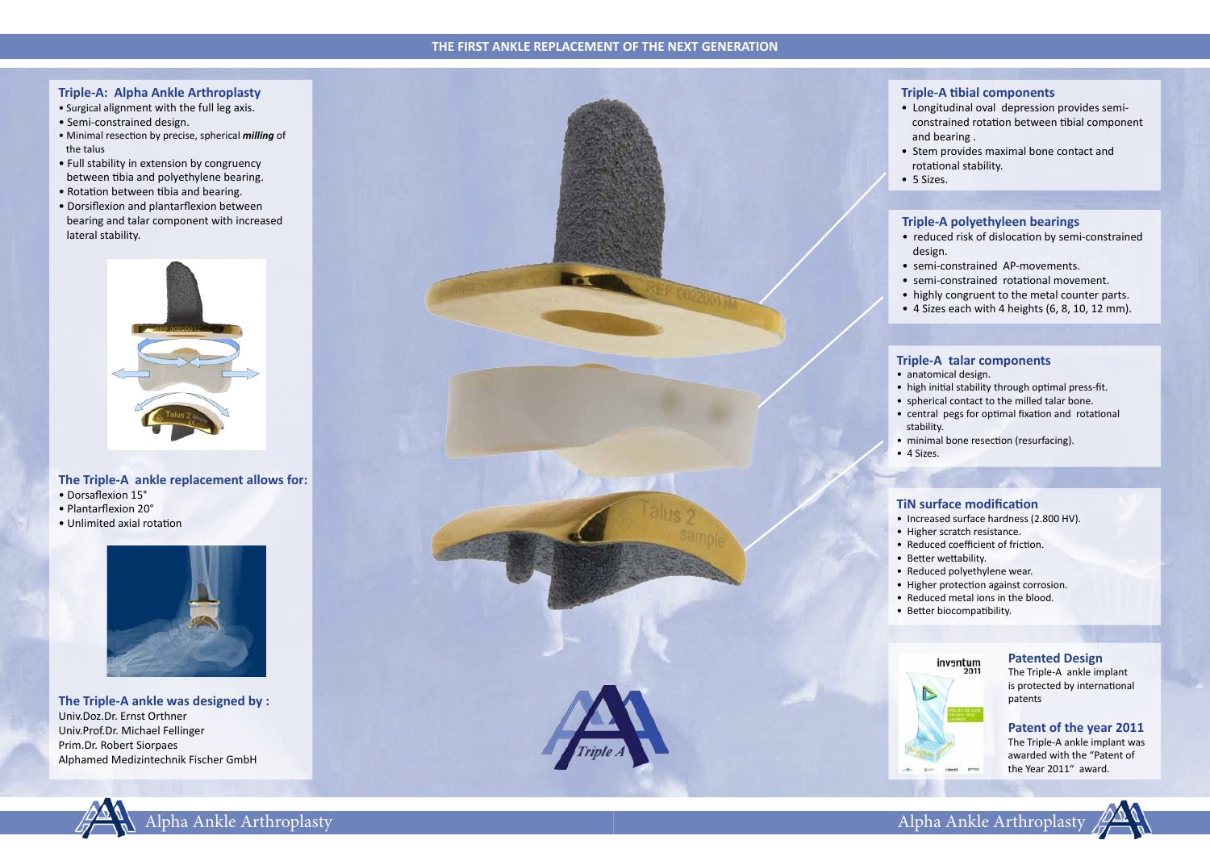# THE FIRST ANKLE REPLACEMENT OF THE NEXT GENERATION

## Triple-A: Alpha Ankle Arthroplasty

- Surgical alignment with the full leg axis.
- Semi-constrained design.
- Minimal resection by precise, spherical ***milling*** of the talus
- Full stability in extension by congruency between tibia and polyethylene bearing.
- Rotation between tibia and bearing.
- Dorsiflexion and plantarflexion between bearing and talar component with increased lateral stability.

## The Triple-A ankle replacement allows for:

- Dorsaflexion 15°
- Plantarflexion 20°
- Unlimited axial rotation

## The Triple-A ankle was designed by :

Univ.Doz.Dr. Ernst Orthner
Univ.Prof.Dr. Michael Fellinger
Prim.Dr. Robert Siorpaes
Alphamed Medizintechnik Fischer GmbH

## Triple-A tibial components

- Longitudinal oval depression provides semi-constrained rotation between tibial component and bearing .
- Stem provides maximal bone contact and rotational stability.
- 5 Sizes.

## Triple-A polyethyleen bearings

- reduced risk of dislocation by semi-constrained design.
- semi-constrained AP-movements.
- semi-constrained rotational movement.
- highly congruent to the metal counter parts.
- 4 Sizes each with 4 heights (6, 8, 10, 12 mm).

## Triple-A talar components

- anatomical design.
- high initial stability through optimal press-fit.
- spherical contact to the milled talar bone.
- central pegs for optimal fixation and rotational stability.
- minimal bone resection (resurfacing).
- 4 Sizes.

## TiN surface modification

- Increased surface hardness (2.800 HV).
- Higher scratch resistance.
- Reduced coefficient of friction.
- Better wettability.
- Reduced polyethylene wear.
- Higher protection against corrosion.
- Reduced metal ions in the blood.
- Better biocompatibility.

## Patented Design

The Triple-A ankle implant is protected by international patents

## Patent of the year 2011

The Triple-A ankle implant was awarded with the "Patent of the Year 2011" award.

Alpha Ankle Arthroplasty